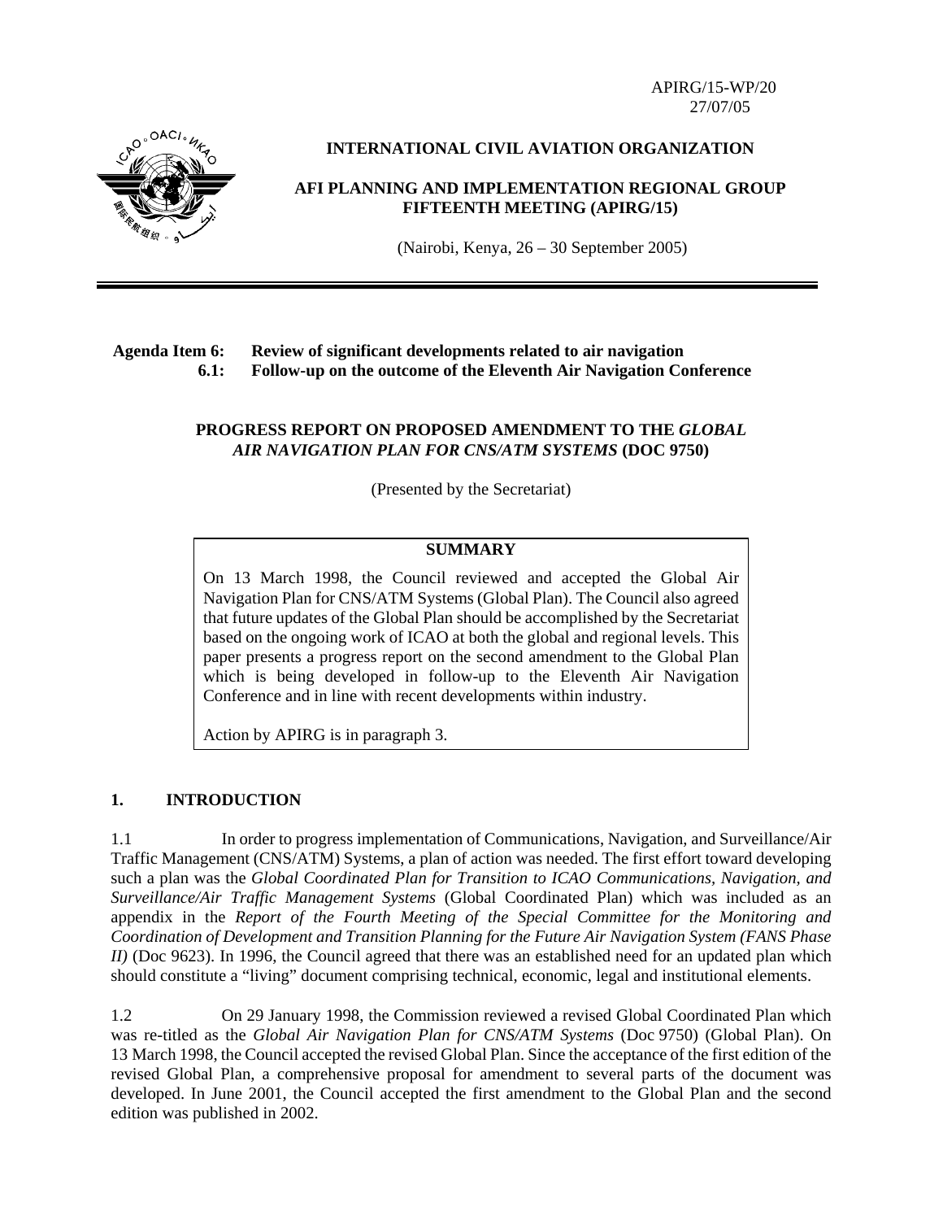APIRG/15-WP/20
27/07/05

**INTERNATIONAL CIVIL AVIATION ORGANIZATION**

**AFI PLANNING AND IMPLEMENTATION REGIONAL GROUP FIFTEENTH MEETING (APIRG/15)**

(Nairobi, Kenya, 26 – 30 September 2005)

---

**Agenda Item 6: Review of significant developments related to air navigation**
**6.1: Follow-up on the outcome of the Eleventh Air Navigation Conference**

**PROGRESS REPORT ON PROPOSED AMENDMENT TO THE *GLOBAL AIR NAVIGATION PLAN FOR CNS/ATM SYSTEMS* (DOC 9750)**

(Presented by the Secretariat)

| **SUMMARY** |
|---|
| On 13 March 1998, the Council reviewed and accepted the Global Air Navigation Plan for CNS/ATM Systems (Global Plan). The Council also agreed that future updates of the Global Plan should be accomplished by the Secretariat based on the ongoing work of ICAO at both the global and regional levels. This paper presents a progress report on the second amendment to the Global Plan which is being developed in follow-up to the Eleventh Air Navigation Conference and in line with recent developments within industry. <br><br> Action by APIRG is in paragraph 3. |

## 1. INTRODUCTION

1.1 In order to progress implementation of Communications, Navigation, and Surveillance/Air Traffic Management (CNS/ATM) Systems, a plan of action was needed. The first effort toward developing such a plan was the *Global Coordinated Plan for Transition to ICAO Communications, Navigation, and Surveillance/Air Traffic Management Systems* (Global Coordinated Plan) which was included as an appendix in the *Report of the Fourth Meeting of the Special Committee for the Monitoring and Coordination of Development and Transition Planning for the Future Air Navigation System (FANS Phase II)* (Doc 9623). In 1996, the Council agreed that there was an established need for an updated plan which should constitute a "living" document comprising technical, economic, legal and institutional elements.

1.2 On 29 January 1998, the Commission reviewed a revised Global Coordinated Plan which was re-titled as the *Global Air Navigation Plan for CNS/ATM Systems* (Doc 9750) (Global Plan). On 13 March 1998, the Council accepted the revised Global Plan. Since the acceptance of the first edition of the revised Global Plan, a comprehensive proposal for amendment to several parts of the document was developed. In June 2001, the Council accepted the first amendment to the Global Plan and the second edition was published in 2002.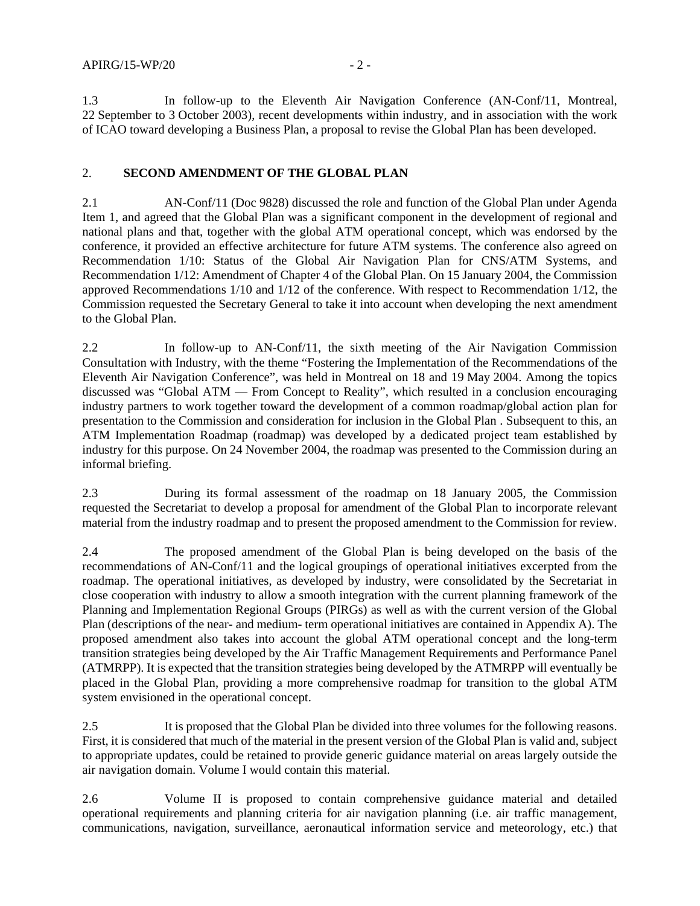1.3 In follow-up to the Eleventh Air Navigation Conference (AN-Conf/11, Montreal, 22 September to 3 October 2003), recent developments within industry, and in association with the work of ICAO toward developing a Business Plan, a proposal to revise the Global Plan has been developed.

## 2. SECOND AMENDMENT OF THE GLOBAL PLAN

2.1 AN-Conf/11 (Doc 9828) discussed the role and function of the Global Plan under Agenda Item 1, and agreed that the Global Plan was a significant component in the development of regional and national plans and that, together with the global ATM operational concept, which was endorsed by the conference, it provided an effective architecture for future ATM systems. The conference also agreed on Recommendation 1/10: Status of the Global Air Navigation Plan for CNS/ATM Systems, and Recommendation 1/12: Amendment of Chapter 4 of the Global Plan. On 15 January 2004, the Commission approved Recommendations 1/10 and 1/12 of the conference. With respect to Recommendation 1/12, the Commission requested the Secretary General to take it into account when developing the next amendment to the Global Plan.

2.2 In follow-up to AN-Conf/11, the sixth meeting of the Air Navigation Commission Consultation with Industry, with the theme "Fostering the Implementation of the Recommendations of the Eleventh Air Navigation Conference", was held in Montreal on 18 and 19 May 2004. Among the topics discussed was "Global ATM — From Concept to Reality", which resulted in a conclusion encouraging industry partners to work together toward the development of a common roadmap/global action plan for presentation to the Commission and consideration for inclusion in the Global Plan . Subsequent to this, an ATM Implementation Roadmap (roadmap) was developed by a dedicated project team established by industry for this purpose. On 24 November 2004, the roadmap was presented to the Commission during an informal briefing.

2.3 During its formal assessment of the roadmap on 18 January 2005, the Commission requested the Secretariat to develop a proposal for amendment of the Global Plan to incorporate relevant material from the industry roadmap and to present the proposed amendment to the Commission for review.

2.4 The proposed amendment of the Global Plan is being developed on the basis of the recommendations of AN-Conf/11 and the logical groupings of operational initiatives excerpted from the roadmap. The operational initiatives, as developed by industry, were consolidated by the Secretariat in close cooperation with industry to allow a smooth integration with the current planning framework of the Planning and Implementation Regional Groups (PIRGs) as well as with the current version of the Global Plan (descriptions of the near- and medium- term operational initiatives are contained in Appendix A). The proposed amendment also takes into account the global ATM operational concept and the long-term transition strategies being developed by the Air Traffic Management Requirements and Performance Panel (ATMRPP). It is expected that the transition strategies being developed by the ATMRPP will eventually be placed in the Global Plan, providing a more comprehensive roadmap for transition to the global ATM system envisioned in the operational concept.

2.5 It is proposed that the Global Plan be divided into three volumes for the following reasons. First, it is considered that much of the material in the present version of the Global Plan is valid and, subject to appropriate updates, could be retained to provide generic guidance material on areas largely outside the air navigation domain. Volume I would contain this material.

2.6 Volume II is proposed to contain comprehensive guidance material and detailed operational requirements and planning criteria for air navigation planning (i.e. air traffic management, communications, navigation, surveillance, aeronautical information service and meteorology, etc.) that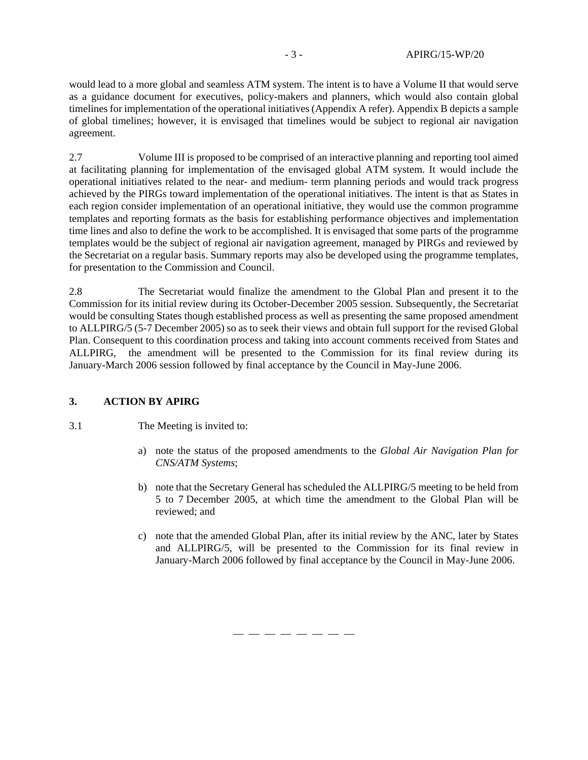would lead to a more global and seamless ATM system. The intent is to have a Volume II that would serve as a guidance document for executives, policy-makers and planners, which would also contain global timelines for implementation of the operational initiatives (Appendix A refer). Appendix B depicts a sample of global timelines; however, it is envisaged that timelines would be subject to regional air navigation agreement.

2.7 Volume III is proposed to be comprised of an interactive planning and reporting tool aimed at facilitating planning for implementation of the envisaged global ATM system. It would include the operational initiatives related to the near- and medium- term planning periods and would track progress achieved by the PIRGs toward implementation of the operational initiatives. The intent is that as States in each region consider implementation of an operational initiative, they would use the common programme templates and reporting formats as the basis for establishing performance objectives and implementation time lines and also to define the work to be accomplished. It is envisaged that some parts of the programme templates would be the subject of regional air navigation agreement, managed by PIRGs and reviewed by the Secretariat on a regular basis. Summary reports may also be developed using the programme templates, for presentation to the Commission and Council.

2.8 The Secretariat would finalize the amendment to the Global Plan and present it to the Commission for its initial review during its October-December 2005 session. Subsequently, the Secretariat would be consulting States though established process as well as presenting the same proposed amendment to ALLPIRG/5 (5-7 December 2005) so as to seek their views and obtain full support for the revised Global Plan. Consequent to this coordination process and taking into account comments received from States and ALLPIRG, the amendment will be presented to the Commission for its final review during its January-March 2006 session followed by final acceptance by the Council in May-June 2006.

## 3. ACTION BY APIRG

3.1 The Meeting is invited to:

a) note the status of the proposed amendments to the *Global Air Navigation Plan for CNS/ATM Systems*;

b) note that the Secretary General has scheduled the ALLPIRG/5 meeting to be held from 5 to 7 December 2005, at which time the amendment to the Global Plan will be reviewed; and

c) note that the amended Global Plan, after its initial review by the ANC, later by States and ALLPIRG/5, will be presented to the Commission for its final review in January-March 2006 followed by final acceptance by the Council in May-June 2006.

— — — — — — — —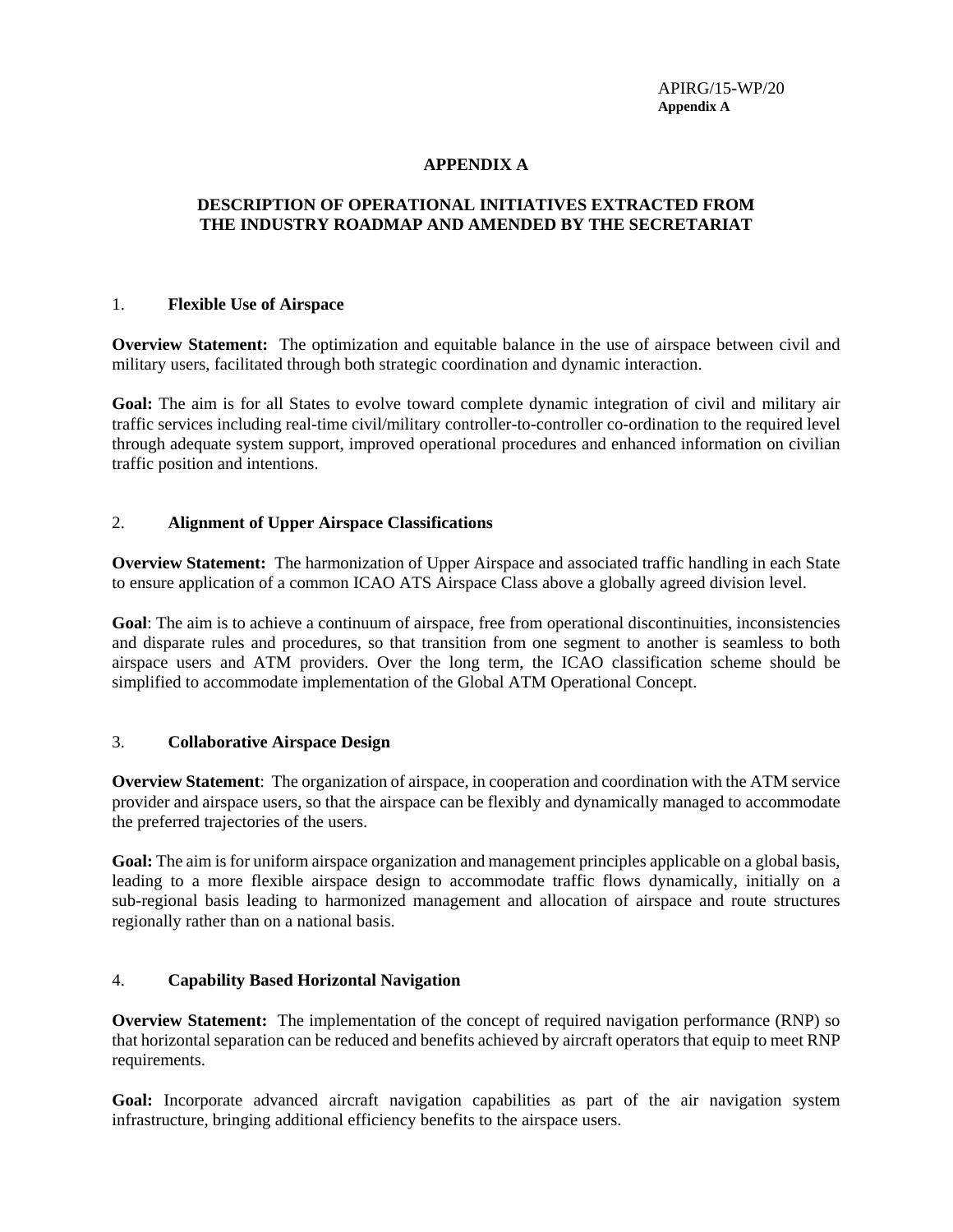# APPENDIX A

## DESCRIPTION OF OPERATIONAL INITIATIVES EXTRACTED FROM THE INDUSTRY ROADMAP AND AMENDED BY THE SECRETARIAT

### 1. Flexible Use of Airspace

**Overview Statement:** The optimization and equitable balance in the use of airspace between civil and military users, facilitated through both strategic coordination and dynamic interaction.

**Goal:** The aim is for all States to evolve toward complete dynamic integration of civil and military air traffic services including real-time civil/military controller-to-controller co-ordination to the required level through adequate system support, improved operational procedures and enhanced information on civilian traffic position and intentions.

### 2. Alignment of Upper Airspace Classifications

**Overview Statement:** The harmonization of Upper Airspace and associated traffic handling in each State to ensure application of a common ICAO ATS Airspace Class above a globally agreed division level.

**Goal**: The aim is to achieve a continuum of airspace, free from operational discontinuities, inconsistencies and disparate rules and procedures, so that transition from one segment to another is seamless to both airspace users and ATM providers. Over the long term, the ICAO classification scheme should be simplified to accommodate implementation of the Global ATM Operational Concept.

### 3. Collaborative Airspace Design

**Overview Statement**: The organization of airspace, in cooperation and coordination with the ATM service provider and airspace users, so that the airspace can be flexibly and dynamically managed to accommodate the preferred trajectories of the users.

**Goal:** The aim is for uniform airspace organization and management principles applicable on a global basis, leading to a more flexible airspace design to accommodate traffic flows dynamically, initially on a sub-regional basis leading to harmonized management and allocation of airspace and route structures regionally rather than on a national basis.

### 4. Capability Based Horizontal Navigation

**Overview Statement:** The implementation of the concept of required navigation performance (RNP) so that horizontal separation can be reduced and benefits achieved by aircraft operators that equip to meet RNP requirements.

**Goal:** Incorporate advanced aircraft navigation capabilities as part of the air navigation system infrastructure, bringing additional efficiency benefits to the airspace users.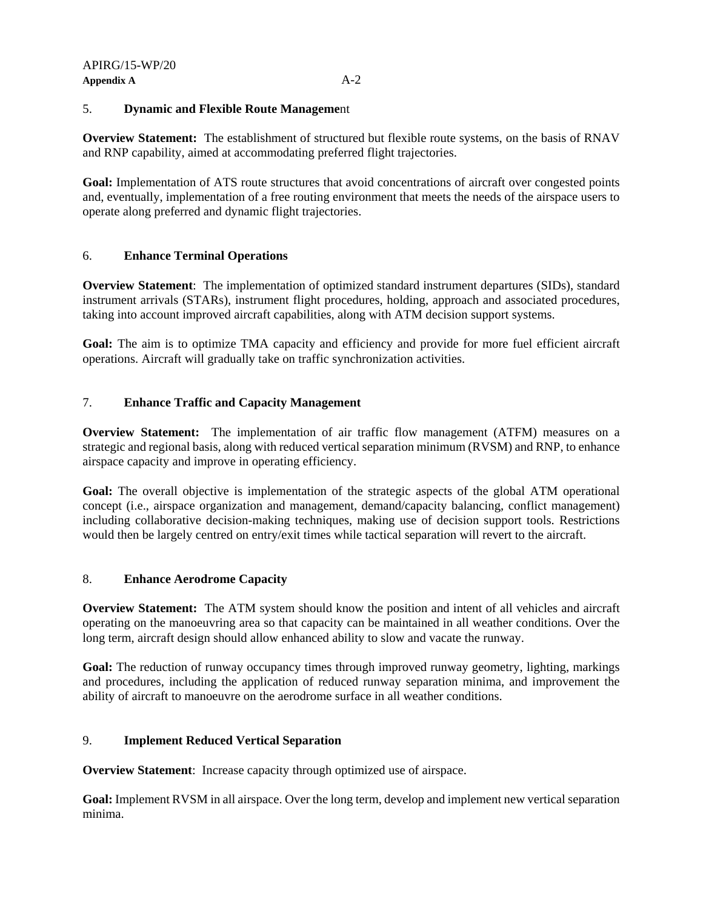5. **Dynamic and Flexible Route Management**

**Overview Statement:** The establishment of structured but flexible route systems, on the basis of RNAV and RNP capability, aimed at accommodating preferred flight trajectories.

**Goal:** Implementation of ATS route structures that avoid concentrations of aircraft over congested points and, eventually, implementation of a free routing environment that meets the needs of the airspace users to operate along preferred and dynamic flight trajectories.

6. **Enhance Terminal Operations**

**Overview Statement**: The implementation of optimized standard instrument departures (SIDs), standard instrument arrivals (STARs), instrument flight procedures, holding, approach and associated procedures, taking into account improved aircraft capabilities, along with ATM decision support systems.

**Goal:** The aim is to optimize TMA capacity and efficiency and provide for more fuel efficient aircraft operations. Aircraft will gradually take on traffic synchronization activities.

7. **Enhance Traffic and Capacity Management**

**Overview Statement:** The implementation of air traffic flow management (ATFM) measures on a strategic and regional basis, along with reduced vertical separation minimum (RVSM) and RNP, to enhance airspace capacity and improve in operating efficiency.

**Goal:** The overall objective is implementation of the strategic aspects of the global ATM operational concept (i.e., airspace organization and management, demand/capacity balancing, conflict management) including collaborative decision-making techniques, making use of decision support tools. Restrictions would then be largely centred on entry/exit times while tactical separation will revert to the aircraft.

8. **Enhance Aerodrome Capacity**

**Overview Statement:** The ATM system should know the position and intent of all vehicles and aircraft operating on the manoeuvring area so that capacity can be maintained in all weather conditions. Over the long term, aircraft design should allow enhanced ability to slow and vacate the runway.

**Goal:** The reduction of runway occupancy times through improved runway geometry, lighting, markings and procedures, including the application of reduced runway separation minima, and improvement the ability of aircraft to manoeuvre on the aerodrome surface in all weather conditions.

9. **Implement Reduced Vertical Separation**

**Overview Statement**: Increase capacity through optimized use of airspace.

**Goal:** Implement RVSM in all airspace. Over the long term, develop and implement new vertical separation minima.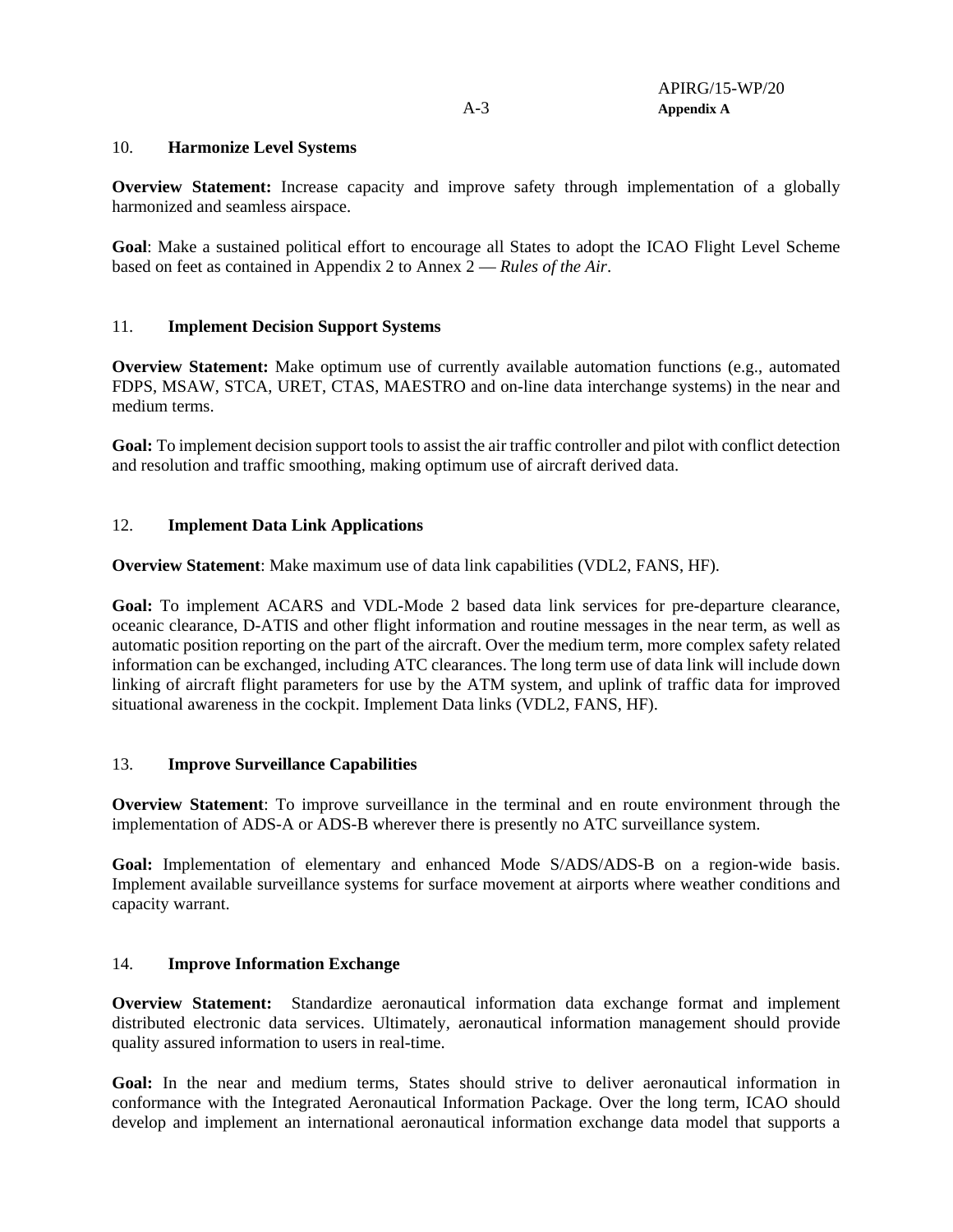10. **Harmonize Level Systems**

**Overview Statement:** Increase capacity and improve safety through implementation of a globally harmonized and seamless airspace.

**Goal**: Make a sustained political effort to encourage all States to adopt the ICAO Flight Level Scheme based on feet as contained in Appendix 2 to Annex 2 — *Rules of the Air*.

11. **Implement Decision Support Systems**

**Overview Statement:** Make optimum use of currently available automation functions (e.g., automated FDPS, MSAW, STCA, URET, CTAS, MAESTRO and on-line data interchange systems) in the near and medium terms.

**Goal:** To implement decision support tools to assist the air traffic controller and pilot with conflict detection and resolution and traffic smoothing, making optimum use of aircraft derived data.

12. **Implement Data Link Applications**

**Overview Statement**: Make maximum use of data link capabilities (VDL2, FANS, HF).

**Goal:** To implement ACARS and VDL-Mode 2 based data link services for pre-departure clearance, oceanic clearance, D-ATIS and other flight information and routine messages in the near term, as well as automatic position reporting on the part of the aircraft. Over the medium term, more complex safety related information can be exchanged, including ATC clearances. The long term use of data link will include down linking of aircraft flight parameters for use by the ATM system, and uplink of traffic data for improved situational awareness in the cockpit. Implement Data links (VDL2, FANS, HF).

13. **Improve Surveillance Capabilities**

**Overview Statement**: To improve surveillance in the terminal and en route environment through the implementation of ADS-A or ADS-B wherever there is presently no ATC surveillance system.

**Goal:** Implementation of elementary and enhanced Mode S/ADS/ADS-B on a region-wide basis. Implement available surveillance systems for surface movement at airports where weather conditions and capacity warrant.

14. **Improve Information Exchange**

**Overview Statement:** Standardize aeronautical information data exchange format and implement distributed electronic data services. Ultimately, aeronautical information management should provide quality assured information to users in real-time.

**Goal:** In the near and medium terms, States should strive to deliver aeronautical information in conformance with the Integrated Aeronautical Information Package. Over the long term, ICAO should develop and implement an international aeronautical information exchange data model that supports a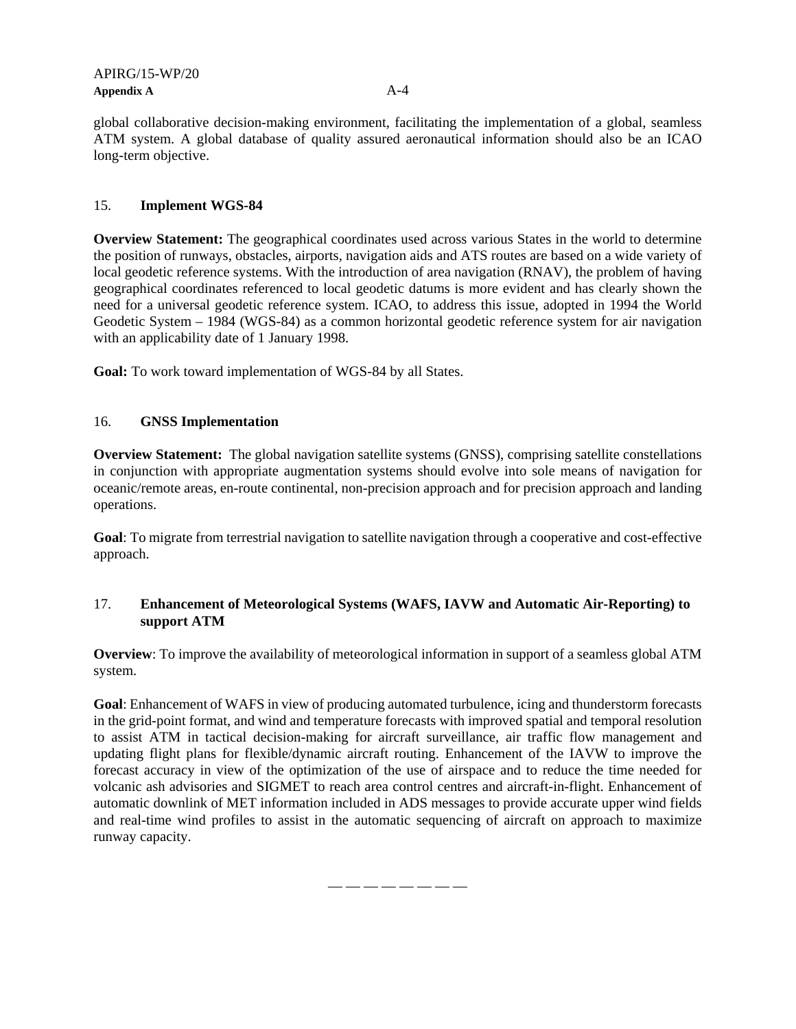global collaborative decision-making environment, facilitating the implementation of a global, seamless ATM system. A global database of quality assured aeronautical information should also be an ICAO long-term objective.

## 15. Implement WGS-84

**Overview Statement:** The geographical coordinates used across various States in the world to determine the position of runways, obstacles, airports, navigation aids and ATS routes are based on a wide variety of local geodetic reference systems. With the introduction of area navigation (RNAV), the problem of having geographical coordinates referenced to local geodetic datums is more evident and has clearly shown the need for a universal geodetic reference system. ICAO, to address this issue, adopted in 1994 the World Geodetic System – 1984 (WGS-84) as a common horizontal geodetic reference system for air navigation with an applicability date of 1 January 1998.

**Goal:** To work toward implementation of WGS-84 by all States.

## 16. GNSS Implementation

**Overview Statement:** The global navigation satellite systems (GNSS), comprising satellite constellations in conjunction with appropriate augmentation systems should evolve into sole means of navigation for oceanic/remote areas, en-route continental, non-precision approach and for precision approach and landing operations.

**Goal**: To migrate from terrestrial navigation to satellite navigation through a cooperative and cost-effective approach.

## 17. Enhancement of Meteorological Systems (WAFS, IAVW and Automatic Air-Reporting) to support ATM

**Overview**: To improve the availability of meteorological information in support of a seamless global ATM system.

**Goal**: Enhancement of WAFS in view of producing automated turbulence, icing and thunderstorm forecasts in the grid-point format, and wind and temperature forecasts with improved spatial and temporal resolution to assist ATM in tactical decision-making for aircraft surveillance, air traffic flow management and updating flight plans for flexible/dynamic aircraft routing. Enhancement of the IAVW to improve the forecast accuracy in view of the optimization of the use of airspace and to reduce the time needed for volcanic ash advisories and SIGMET to reach area control centres and aircraft-in-flight. Enhancement of automatic downlink of MET information included in ADS messages to provide accurate upper wind fields and real-time wind profiles to assist in the automatic sequencing of aircraft on approach to maximize runway capacity.

— — — — — — — —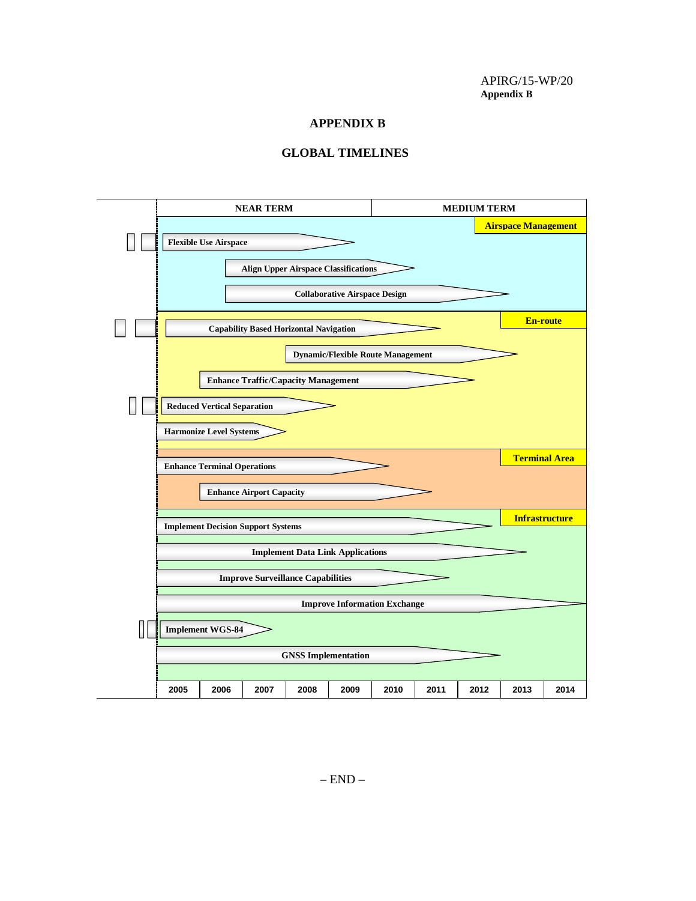# APPENDIX B

## GLOBAL TIMELINES

NEAR TERM

MEDIUM TERM

Airspace Management

Flexible Use Airspace

Align Upper Airspace Classifications

Collaborative Airspace Design

En-route

Capability Based Horizontal Navigation

Dynamic/Flexible Route Management

Enhance Traffic/Capacity Management

Reduced Vertical Separation

Harmonize Level Systems

Terminal Area

Enhance Terminal Operations

Enhance Airport Capacity

Infrastructure

Implement Decision Support Systems

Implement Data Link Applications

Improve Surveillance Capabilities

Improve Information Exchange

Implement WGS-84

GNSS Implementation

2005 2006 2007 2008 2009 2010 2011 2012 2013 2014

– END –